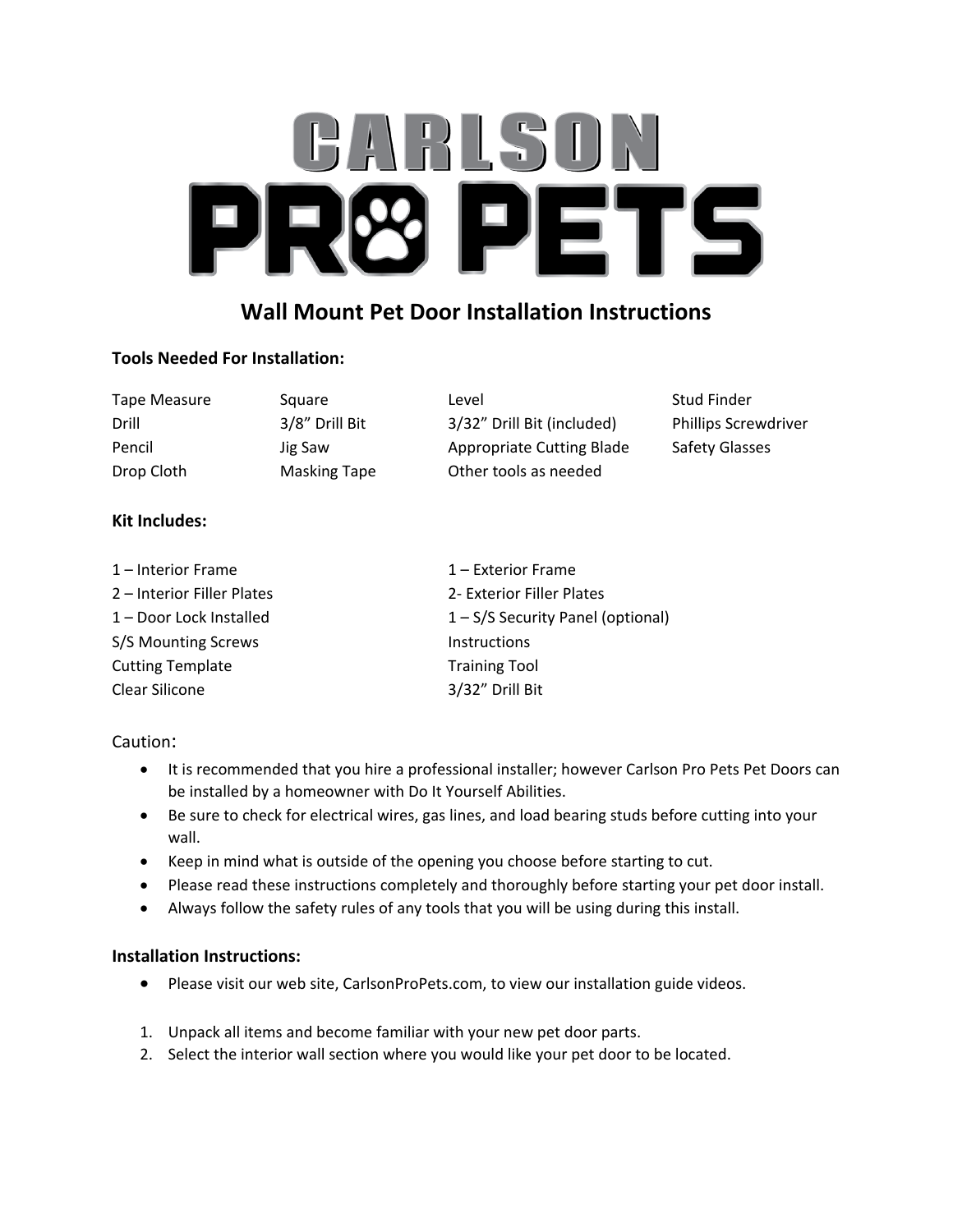# CARLSON PRO PETS

## Wall Mount Pet Door Installation Instructions

**Tools Needed For Installation:**

| | | | |
|---|---|---|---|
| Tape Measure | Square | Level | Stud Finder |
| Drill | 3/8" Drill Bit | 3/32" Drill Bit (included) | Phillips Screwdriver |
| Pencil | Jig Saw | Appropriate Cutting Blade | Safety Glasses |
| Drop Cloth | Masking Tape | Other tools as needed | |

**Kit Includes:**

| | |
|---|---|
| 1 – Interior Frame | 1 – Exterior Frame |
| 2 – Interior Filler Plates | 2- Exterior Filler Plates |
| 1 – Door Lock Installed | 1 – S/S Security Panel (optional) |
| S/S Mounting Screws | Instructions |
| Cutting Template | Training Tool |
| Clear Silicone | 3/32" Drill Bit |

Caution:

- It is recommended that you hire a professional installer; however Carlson Pro Pets Pet Doors can be installed by a homeowner with Do It Yourself Abilities.
- Be sure to check for electrical wires, gas lines, and load bearing studs before cutting into your wall.
- Keep in mind what is outside of the opening you choose before starting to cut.
- Please read these instructions completely and thoroughly before starting your pet door install.
- Always follow the safety rules of any tools that you will be using during this install.

**Installation Instructions:**

- Please visit our web site, CarlsonProPets.com, to view our installation guide videos.

1. Unpack all items and become familiar with your new pet door parts.
2. Select the interior wall section where you would like your pet door to be located.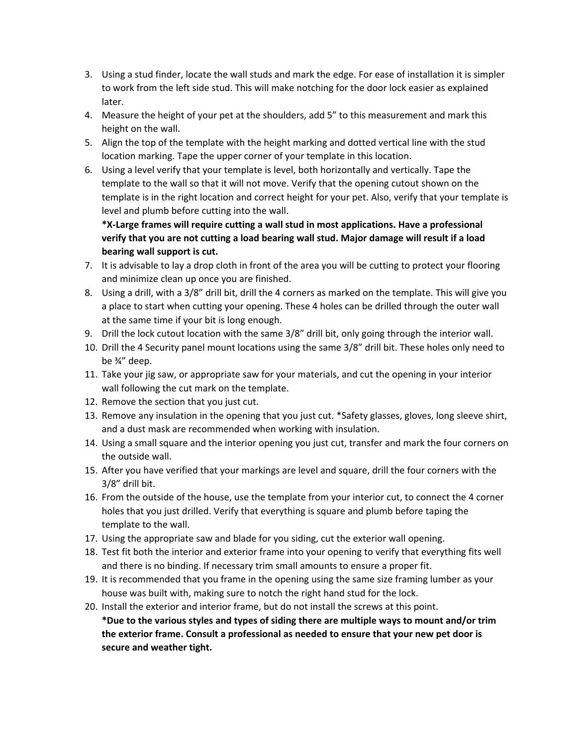3. Using a stud finder, locate the wall studs and mark the edge. For ease of installation it is simpler to work from the left side stud. This will make notching for the door lock easier as explained later.
4. Measure the height of your pet at the shoulders, add 5" to this measurement and mark this height on the wall.
5. Align the top of the template with the height marking and dotted vertical line with the stud location marking. Tape the upper corner of your template in this location.
6. Using a level verify that your template is level, both horizontally and vertically. Tape the template to the wall so that it will not move. Verify that the opening cutout shown on the template is in the right location and correct height for your pet. Also, verify that your template is level and plumb before cutting into the wall.
   **\*X-Large frames will require cutting a wall stud in most applications. Have a professional verify that you are not cutting a load bearing wall stud. Major damage will result if a load bearing wall support is cut.**
7. It is advisable to lay a drop cloth in front of the area you will be cutting to protect your flooring and minimize clean up once you are finished.
8. Using a drill, with a 3/8" drill bit, drill the 4 corners as marked on the template. This will give you a place to start when cutting your opening. These 4 holes can be drilled through the outer wall at the same time if your bit is long enough.
9. Drill the lock cutout location with the same 3/8" drill bit, only going through the interior wall.
10. Drill the 4 Security panel mount locations using the same 3/8" drill bit. These holes only need to be ¾" deep.
11. Take your jig saw, or appropriate saw for your materials, and cut the opening in your interior wall following the cut mark on the template.
12. Remove the section that you just cut.
13. Remove any insulation in the opening that you just cut. *Safety glasses, gloves, long sleeve shirt, and a dust mask are recommended when working with insulation.
14. Using a small square and the interior opening you just cut, transfer and mark the four corners on the outside wall.
15. After you have verified that your markings are level and square, drill the four corners with the 3/8" drill bit.
16. From the outside of the house, use the template from your interior cut, to connect the 4 corner holes that you just drilled. Verify that everything is square and plumb before taping the template to the wall.
17. Using the appropriate saw and blade for you siding, cut the exterior wall opening.
18. Test fit both the interior and exterior frame into your opening to verify that everything fits well and there is no binding. If necessary trim small amounts to ensure a proper fit.
19. It is recommended that you frame in the opening using the same size framing lumber as your house was built with, making sure to notch the right hand stud for the lock.
20. Install the exterior and interior frame, but do not install the screws at this point.
    **\*Due to the various styles and types of siding there are multiple ways to mount and/or trim the exterior frame. Consult a professional as needed to ensure that your new pet door is secure and weather tight.**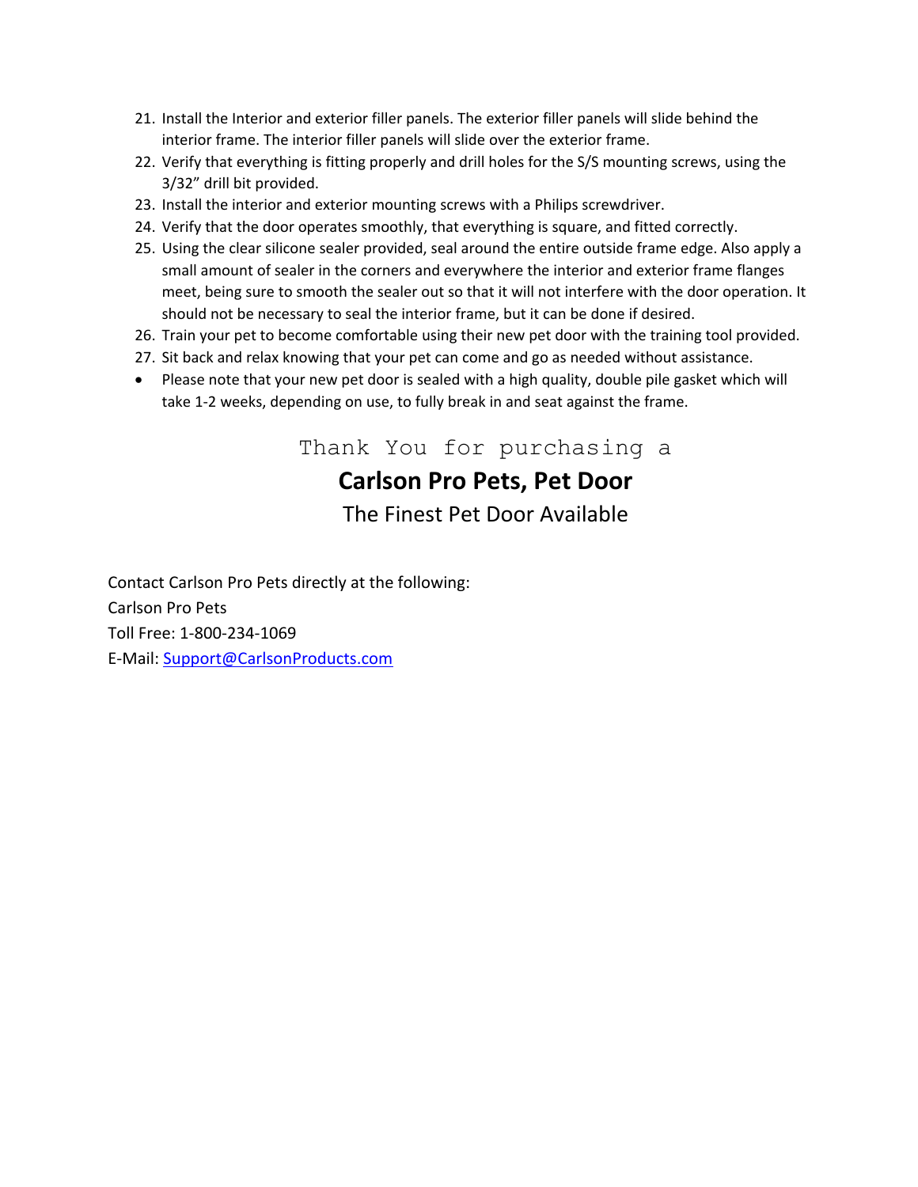21. Install the Interior and exterior filler panels. The exterior filler panels will slide behind the interior frame. The interior filler panels will slide over the exterior frame.
22. Verify that everything is fitting properly and drill holes for the S/S mounting screws, using the 3/32" drill bit provided.
23. Install the interior and exterior mounting screws with a Philips screwdriver.
24. Verify that the door operates smoothly, that everything is square, and fitted correctly.
25. Using the clear silicone sealer provided, seal around the entire outside frame edge. Also apply a small amount of sealer in the corners and everywhere the interior and exterior frame flanges meet, being sure to smooth the sealer out so that it will not interfere with the door operation. It should not be necessary to seal the interior frame, but it can be done if desired.
26. Train your pet to become comfortable using their new pet door with the training tool provided.
27. Sit back and relax knowing that your pet can come and go as needed without assistance.

- Please note that your new pet door is sealed with a high quality, double pile gasket which will take 1-2 weeks, depending on use, to fully break in and seat against the frame.

Thank You for purchasing a

**Carlson Pro Pets, Pet Door**

The Finest Pet Door Available

Contact Carlson Pro Pets directly at the following:
Carlson Pro Pets
Toll Free: 1-800-234-1069
E-Mail: Support@CarlsonProducts.com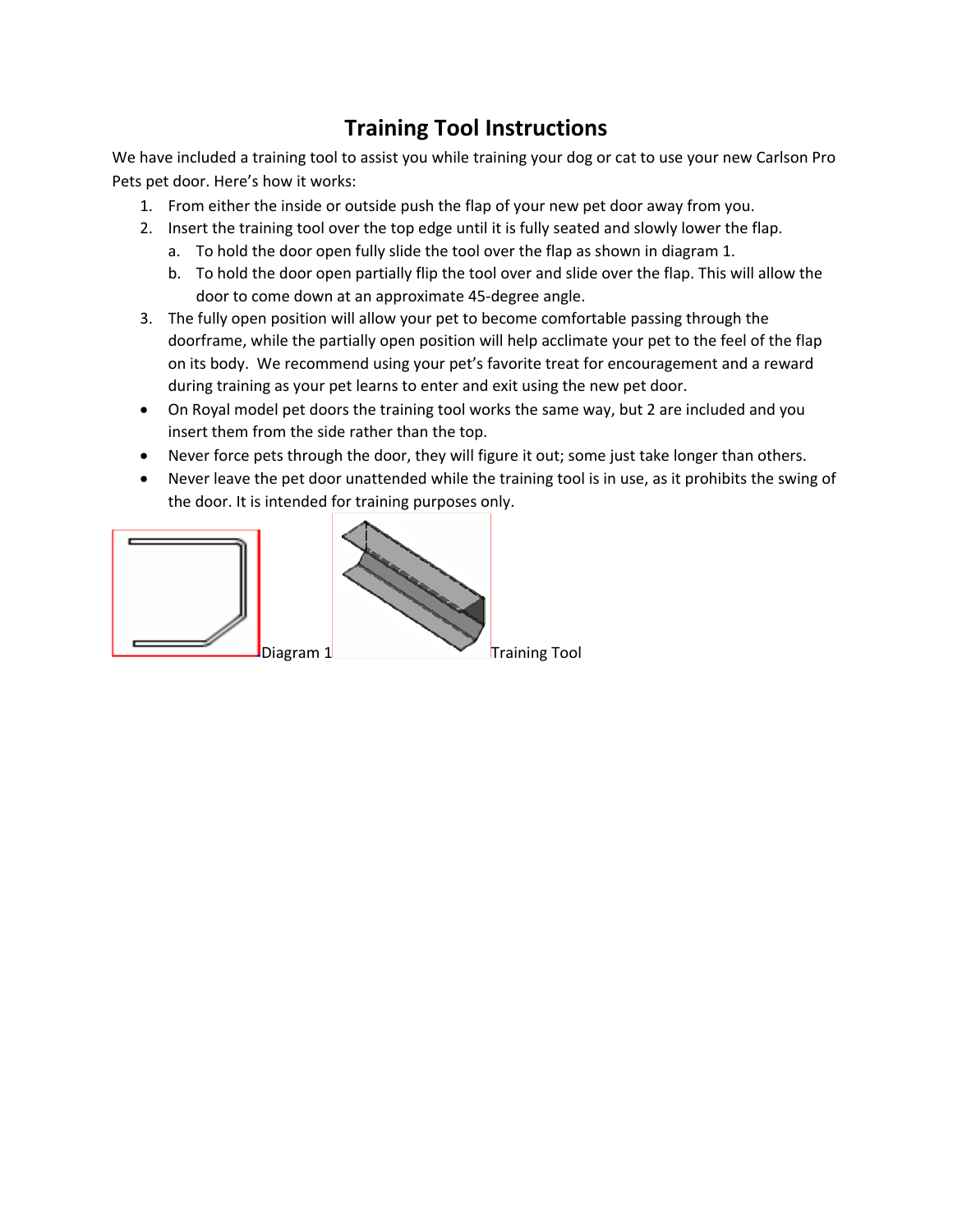# Training Tool Instructions

We have included a training tool to assist you while training your dog or cat to use your new Carlson Pro Pets pet door. Here's how it works:

1. From either the inside or outside push the flap of your new pet door away from you.
2. Insert the training tool over the top edge until it is fully seated and slowly lower the flap.
   a. To hold the door open fully slide the tool over the flap as shown in diagram 1.
   b. To hold the door open partially flip the tool over and slide over the flap. This will allow the door to come down at an approximate 45-degree angle.
3. The fully open position will allow your pet to become comfortable passing through the doorframe, while the partially open position will help acclimate your pet to the feel of the flap on its body. We recommend using your pet's favorite treat for encouragement and a reward during training as your pet learns to enter and exit using the new pet door.

- On Royal model pet doors the training tool works the same way, but 2 are included and you insert them from the side rather than the top.
- Never force pets through the door, they will figure it out; some just take longer than others.
- Never leave the pet door unattended while the training tool is in use, as it prohibits the swing of the door. It is intended for training purposes only.

Diagram 1

Training Tool